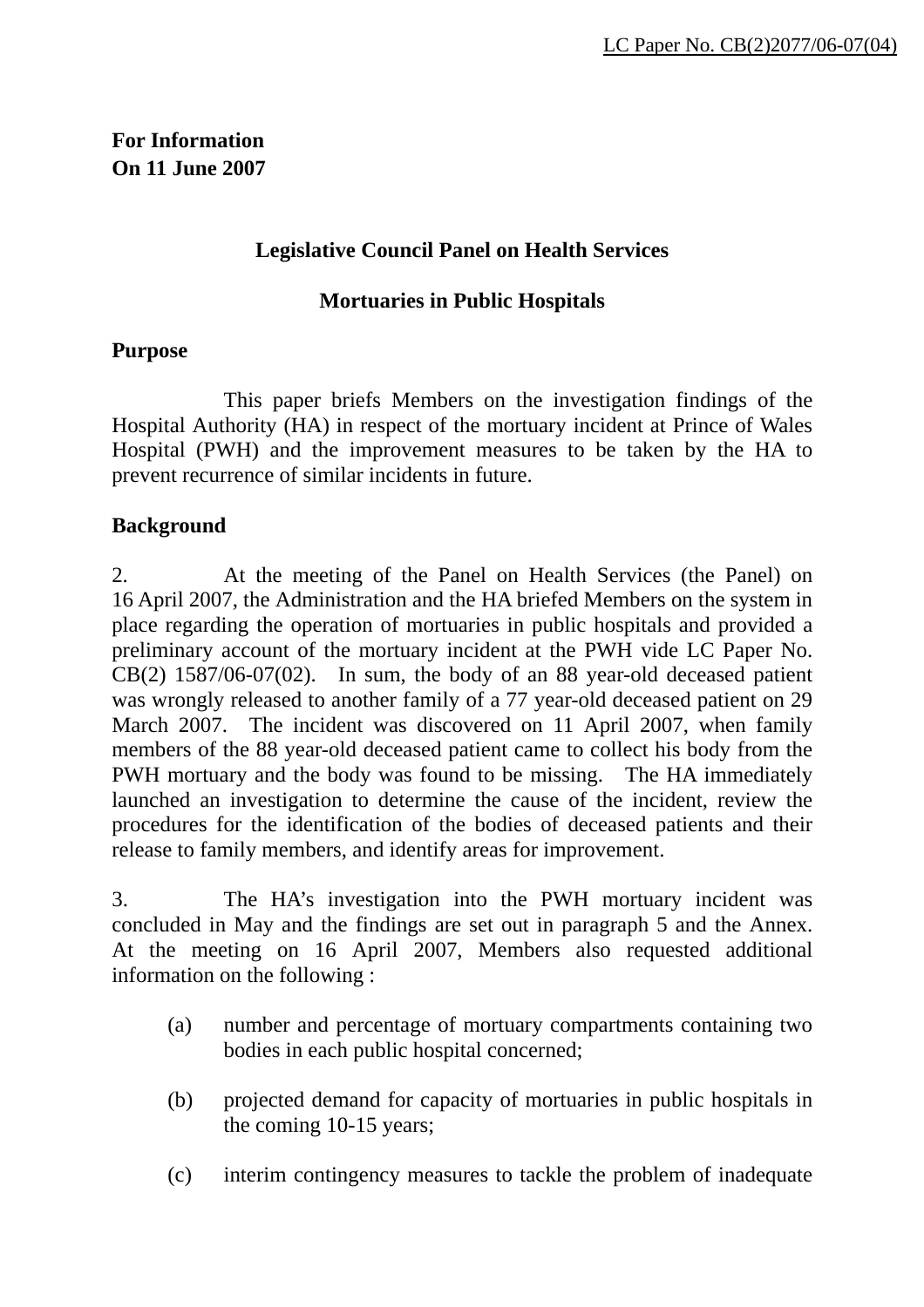LC Paper No. CB(2)2077/06-07(04)

**For Information**
**On 11 June 2007**

**Legislative Council Panel on Health Services**

**Mortuaries in Public Hospitals**

**Purpose**

This paper briefs Members on the investigation findings of the Hospital Authority (HA) in respect of the mortuary incident at Prince of Wales Hospital (PWH) and the improvement measures to be taken by the HA to prevent recurrence of similar incidents in future.

**Background**

2. At the meeting of the Panel on Health Services (the Panel) on 16 April 2007, the Administration and the HA briefed Members on the system in place regarding the operation of mortuaries in public hospitals and provided a preliminary account of the mortuary incident at the PWH vide LC Paper No. CB(2) 1587/06-07(02). In sum, the body of an 88 year-old deceased patient was wrongly released to another family of a 77 year-old deceased patient on 29 March 2007. The incident was discovered on 11 April 2007, when family members of the 88 year-old deceased patient came to collect his body from the PWH mortuary and the body was found to be missing. The HA immediately launched an investigation to determine the cause of the incident, review the procedures for the identification of the bodies of deceased patients and their release to family members, and identify areas for improvement.

3. The HA's investigation into the PWH mortuary incident was concluded in May and the findings are set out in paragraph 5 and the Annex. At the meeting on 16 April 2007, Members also requested additional information on the following :

(a) number and percentage of mortuary compartments containing two bodies in each public hospital concerned;

(b) projected demand for capacity of mortuaries in public hospitals in the coming 10-15 years;

(c) interim contingency measures to tackle the problem of inadequate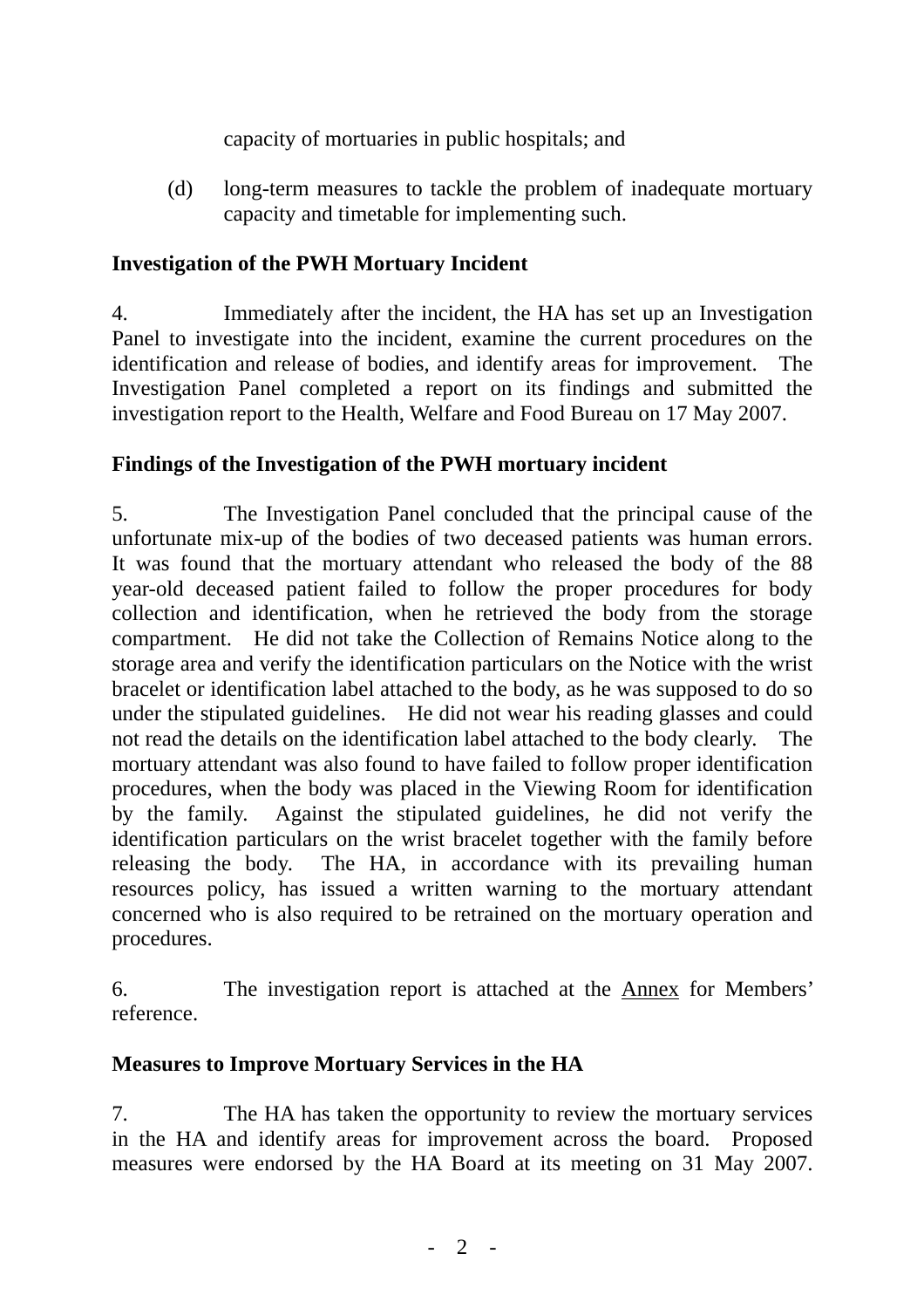capacity of mortuaries in public hospitals; and

(d) long-term measures to tackle the problem of inadequate mortuary capacity and timetable for implementing such.

**Investigation of the PWH Mortuary Incident**

4. Immediately after the incident, the HA has set up an Investigation Panel to investigate into the incident, examine the current procedures on the identification and release of bodies, and identify areas for improvement. The Investigation Panel completed a report on its findings and submitted the investigation report to the Health, Welfare and Food Bureau on 17 May 2007.

**Findings of the Investigation of the PWH mortuary incident**

5. The Investigation Panel concluded that the principal cause of the unfortunate mix-up of the bodies of two deceased patients was human errors. It was found that the mortuary attendant who released the body of the 88 year-old deceased patient failed to follow the proper procedures for body collection and identification, when he retrieved the body from the storage compartment. He did not take the Collection of Remains Notice along to the storage area and verify the identification particulars on the Notice with the wrist bracelet or identification label attached to the body, as he was supposed to do so under the stipulated guidelines. He did not wear his reading glasses and could not read the details on the identification label attached to the body clearly. The mortuary attendant was also found to have failed to follow proper identification procedures, when the body was placed in the Viewing Room for identification by the family. Against the stipulated guidelines, he did not verify the identification particulars on the wrist bracelet together with the family before releasing the body. The HA, in accordance with its prevailing human resources policy, has issued a written warning to the mortuary attendant concerned who is also required to be retrained on the mortuary operation and procedures.

6. The investigation report is attached at the Annex for Members' reference.

**Measures to Improve Mortuary Services in the HA**

7. The HA has taken the opportunity to review the mortuary services in the HA and identify areas for improvement across the board. Proposed measures were endorsed by the HA Board at its meeting on 31 May 2007.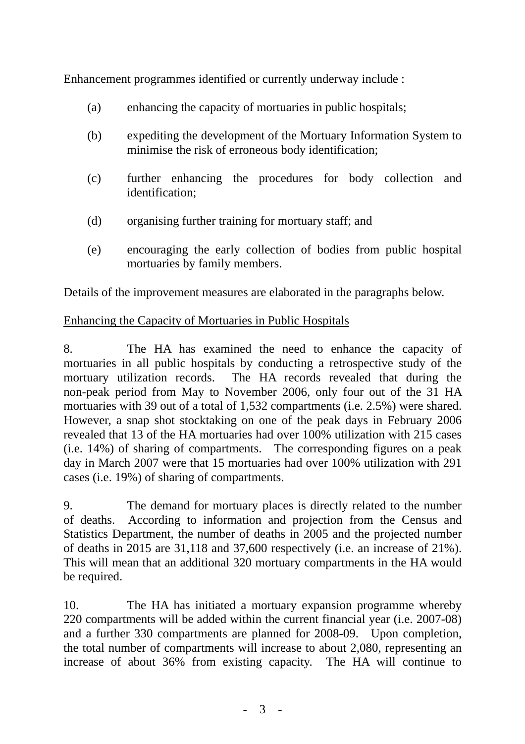Enhancement programmes identified or currently underway include :

(a) enhancing the capacity of mortuaries in public hospitals;

(b) expediting the development of the Mortuary Information System to minimise the risk of erroneous body identification;

(c) further enhancing the procedures for body collection and identification;

(d) organising further training for mortuary staff; and

(e) encouraging the early collection of bodies from public hospital mortuaries by family members.

Details of the improvement measures are elaborated in the paragraphs below.

<u>Enhancing the Capacity of Mortuaries in Public Hospitals</u>

8. The HA has examined the need to enhance the capacity of mortuaries in all public hospitals by conducting a retrospective study of the mortuary utilization records. The HA records revealed that during the non-peak period from May to November 2006, only four out of the 31 HA mortuaries with 39 out of a total of 1,532 compartments (i.e. 2.5%) were shared. However, a snap shot stocktaking on one of the peak days in February 2006 revealed that 13 of the HA mortuaries had over 100% utilization with 215 cases (i.e. 14%) of sharing of compartments. The corresponding figures on a peak day in March 2007 were that 15 mortuaries had over 100% utilization with 291 cases (i.e. 19%) of sharing of compartments.

9. The demand for mortuary places is directly related to the number of deaths. According to information and projection from the Census and Statistics Department, the number of deaths in 2005 and the projected number of deaths in 2015 are 31,118 and 37,600 respectively (i.e. an increase of 21%). This will mean that an additional 320 mortuary compartments in the HA would be required.

10. The HA has initiated a mortuary expansion programme whereby 220 compartments will be added within the current financial year (i.e. 2007-08) and a further 330 compartments are planned for 2008-09. Upon completion, the total number of compartments will increase to about 2,080, representing an increase of about 36% from existing capacity. The HA will continue to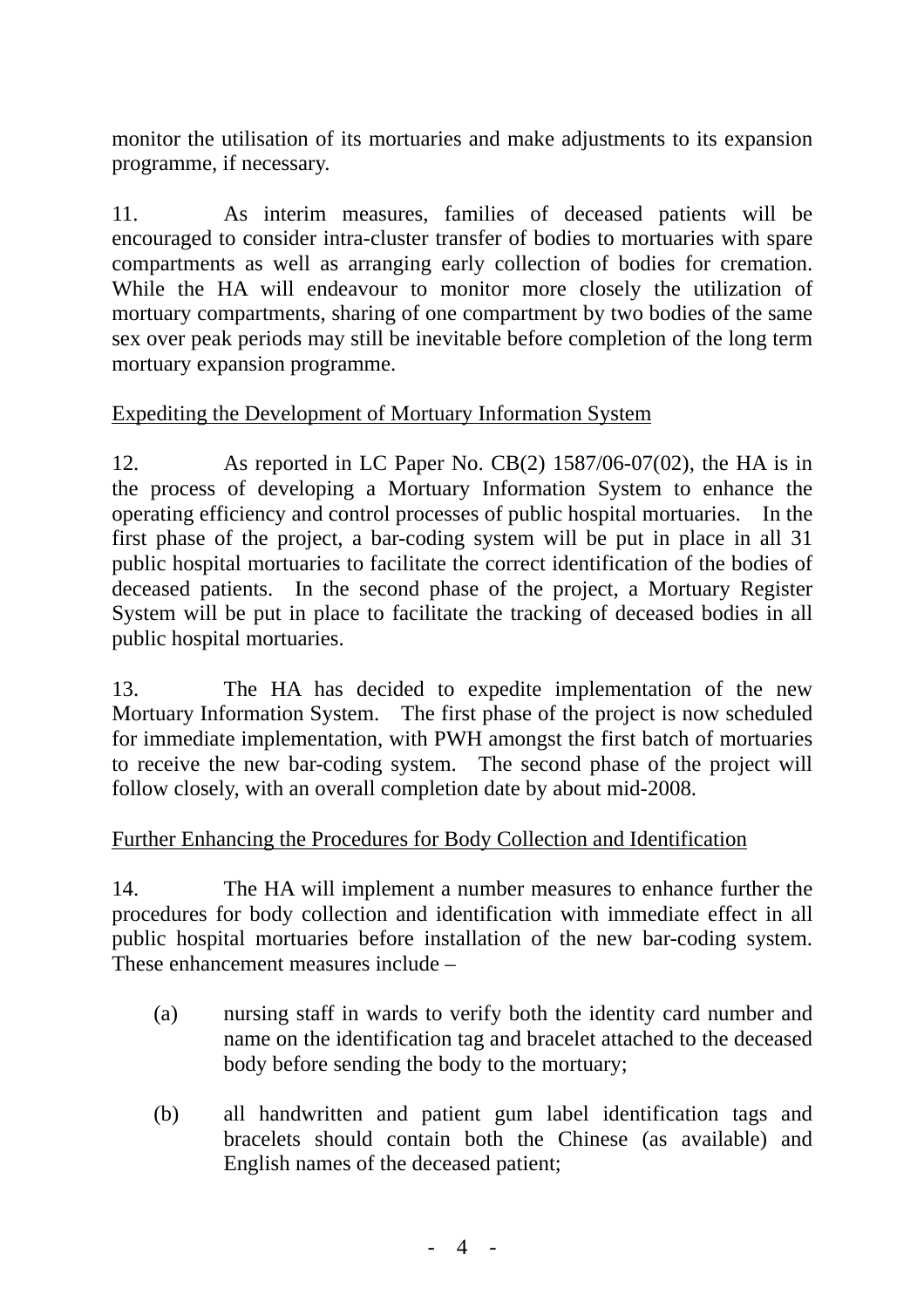monitor the utilisation of its mortuaries and make adjustments to its expansion programme, if necessary.

11. As interim measures, families of deceased patients will be encouraged to consider intra-cluster transfer of bodies to mortuaries with spare compartments as well as arranging early collection of bodies for cremation. While the HA will endeavour to monitor more closely the utilization of mortuary compartments, sharing of one compartment by two bodies of the same sex over peak periods may still be inevitable before completion of the long term mortuary expansion programme.

<u>Expediting the Development of Mortuary Information System</u>

12. As reported in LC Paper No. CB(2) 1587/06-07(02), the HA is in the process of developing a Mortuary Information System to enhance the operating efficiency and control processes of public hospital mortuaries. In the first phase of the project, a bar-coding system will be put in place in all 31 public hospital mortuaries to facilitate the correct identification of the bodies of deceased patients. In the second phase of the project, a Mortuary Register System will be put in place to facilitate the tracking of deceased bodies in all public hospital mortuaries.

13. The HA has decided to expedite implementation of the new Mortuary Information System. The first phase of the project is now scheduled for immediate implementation, with PWH amongst the first batch of mortuaries to receive the new bar-coding system. The second phase of the project will follow closely, with an overall completion date by about mid-2008.

<u>Further Enhancing the Procedures for Body Collection and Identification</u>

14. The HA will implement a number measures to enhance further the procedures for body collection and identification with immediate effect in all public hospital mortuaries before installation of the new bar-coding system. These enhancement measures include –

(a) nursing staff in wards to verify both the identity card number and name on the identification tag and bracelet attached to the deceased body before sending the body to the mortuary;

(b) all handwritten and patient gum label identification tags and bracelets should contain both the Chinese (as available) and English names of the deceased patient;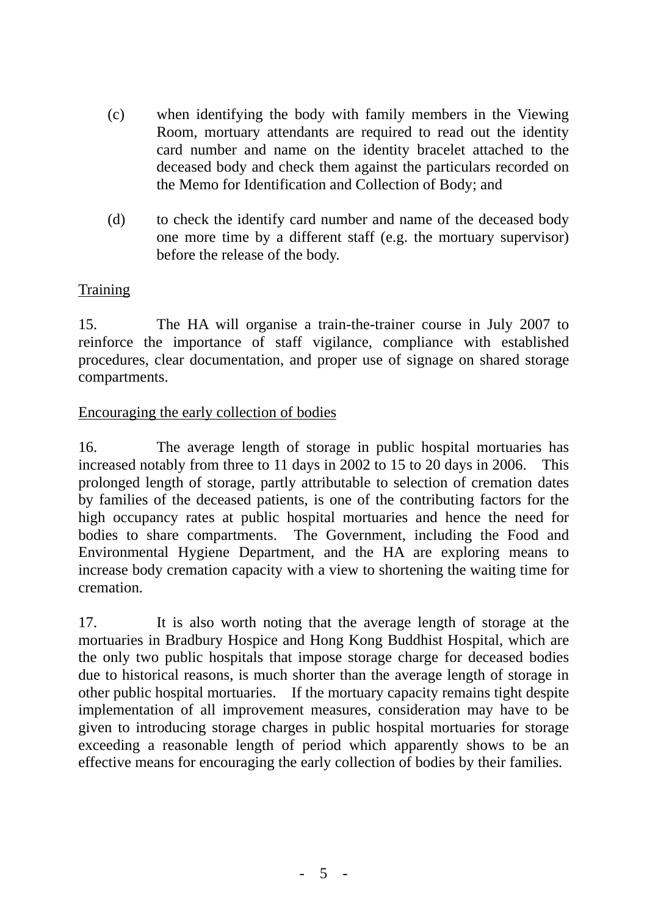(c) when identifying the body with family members in the Viewing Room, mortuary attendants are required to read out the identity card number and name on the identity bracelet attached to the deceased body and check them against the particulars recorded on the Memo for Identification and Collection of Body; and

(d) to check the identify card number and name of the deceased body one more time by a different staff (e.g. the mortuary supervisor) before the release of the body.

<u>Training</u>

15. The HA will organise a train-the-trainer course in July 2007 to reinforce the importance of staff vigilance, compliance with established procedures, clear documentation, and proper use of signage on shared storage compartments.

<u>Encouraging the early collection of bodies</u>

16. The average length of storage in public hospital mortuaries has increased notably from three to 11 days in 2002 to 15 to 20 days in 2006. This prolonged length of storage, partly attributable to selection of cremation dates by families of the deceased patients, is one of the contributing factors for the high occupancy rates at public hospital mortuaries and hence the need for bodies to share compartments. The Government, including the Food and Environmental Hygiene Department, and the HA are exploring means to increase body cremation capacity with a view to shortening the waiting time for cremation.

17. It is also worth noting that the average length of storage at the mortuaries in Bradbury Hospice and Hong Kong Buddhist Hospital, which are the only two public hospitals that impose storage charge for deceased bodies due to historical reasons, is much shorter than the average length of storage in other public hospital mortuaries. If the mortuary capacity remains tight despite implementation of all improvement measures, consideration may have to be given to introducing storage charges in public hospital mortuaries for storage exceeding a reasonable length of period which apparently shows to be an effective means for encouraging the early collection of bodies by their families.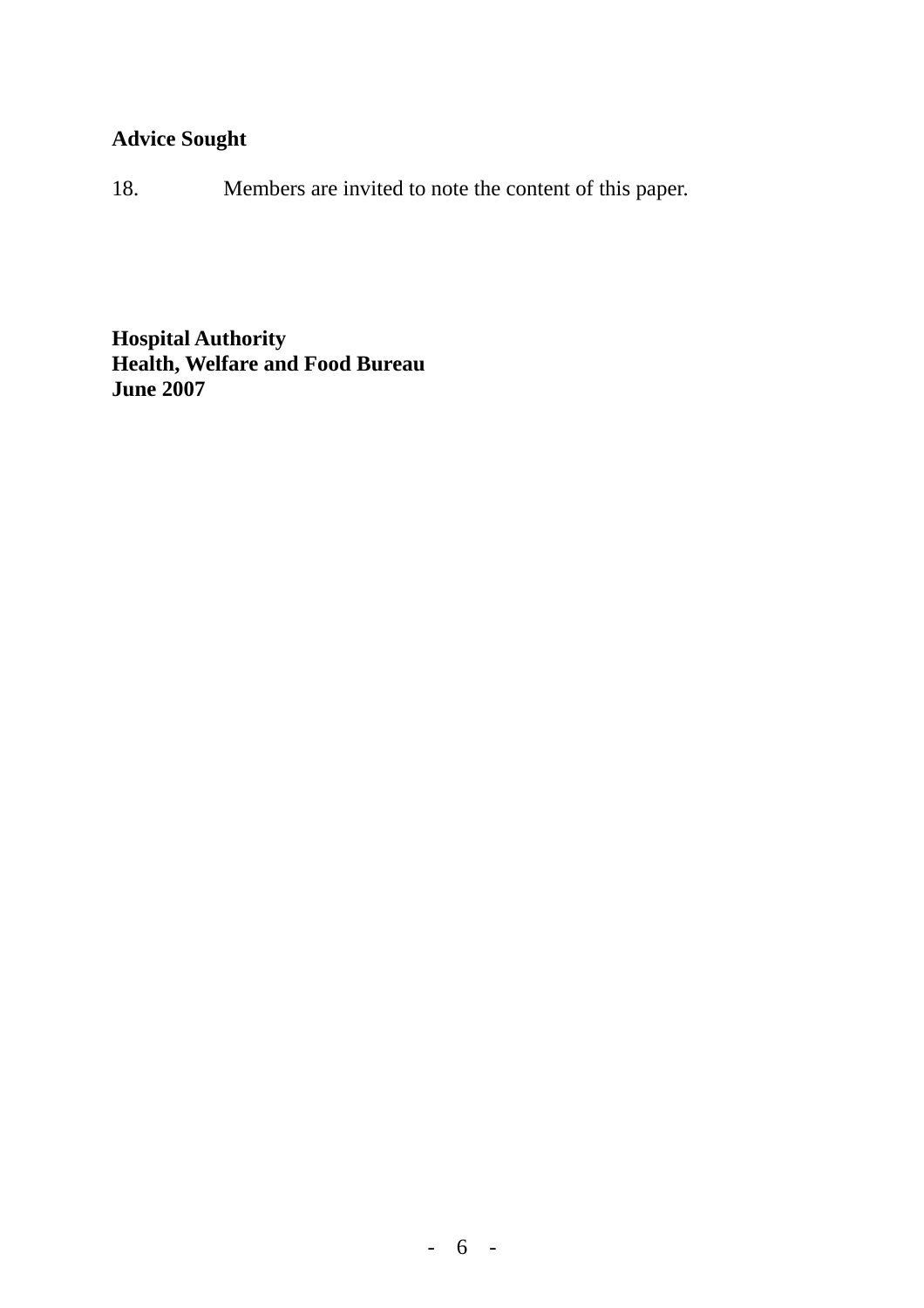**Advice Sought**

18. Members are invited to note the content of this paper.

**Hospital Authority**
**Health, Welfare and Food Bureau**
**June 2007**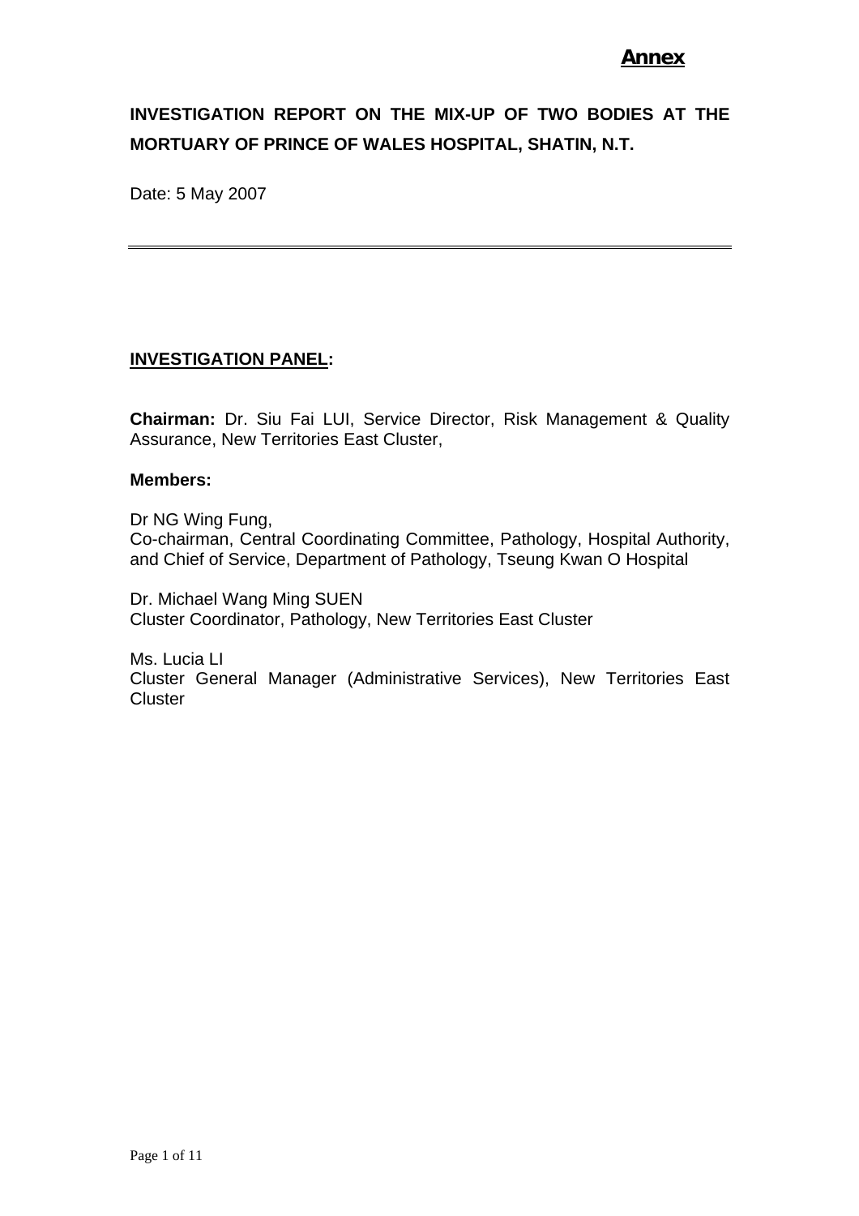**Annex**

# INVESTIGATION REPORT ON THE MIX-UP OF TWO BODIES AT THE MORTUARY OF PRINCE OF WALES HOSPITAL, SHATIN, N.T.

Date: 5 May 2007

---

## INVESTIGATION PANEL:

**Chairman:** Dr. Siu Fai LUI, Service Director, Risk Management & Quality Assurance, New Territories East Cluster,

**Members:**

Dr NG Wing Fung,
Co-chairman, Central Coordinating Committee, Pathology, Hospital Authority, and Chief of Service, Department of Pathology, Tseung Kwan O Hospital

Dr. Michael Wang Ming SUEN
Cluster Coordinator, Pathology, New Territories East Cluster

Ms. Lucia LI
Cluster General Manager (Administrative Services), New Territories East Cluster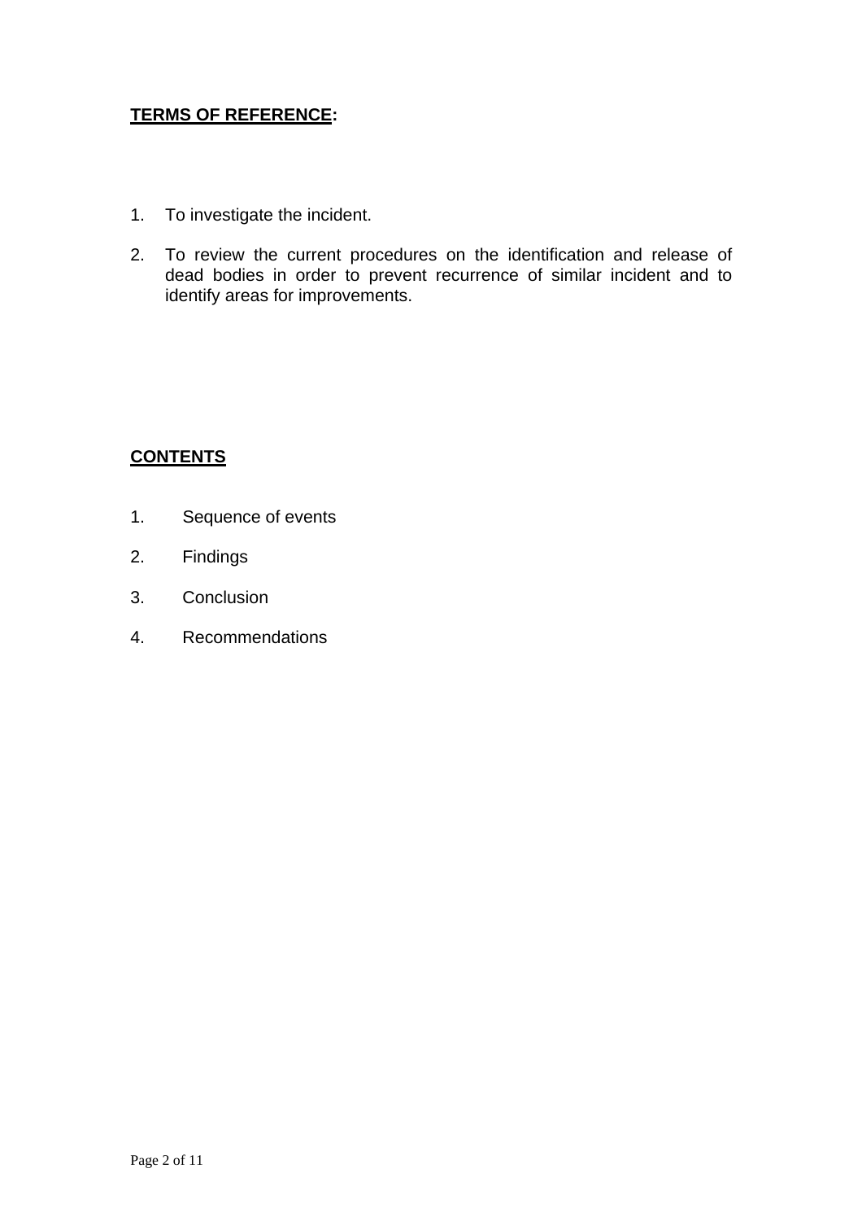**TERMS OF REFERENCE:**

1. To investigate the incident.
2. To review the current procedures on the identification and release of dead bodies in order to prevent recurrence of similar incident and to identify areas for improvements.

**CONTENTS**

1. Sequence of events
2. Findings
3. Conclusion
4. Recommendations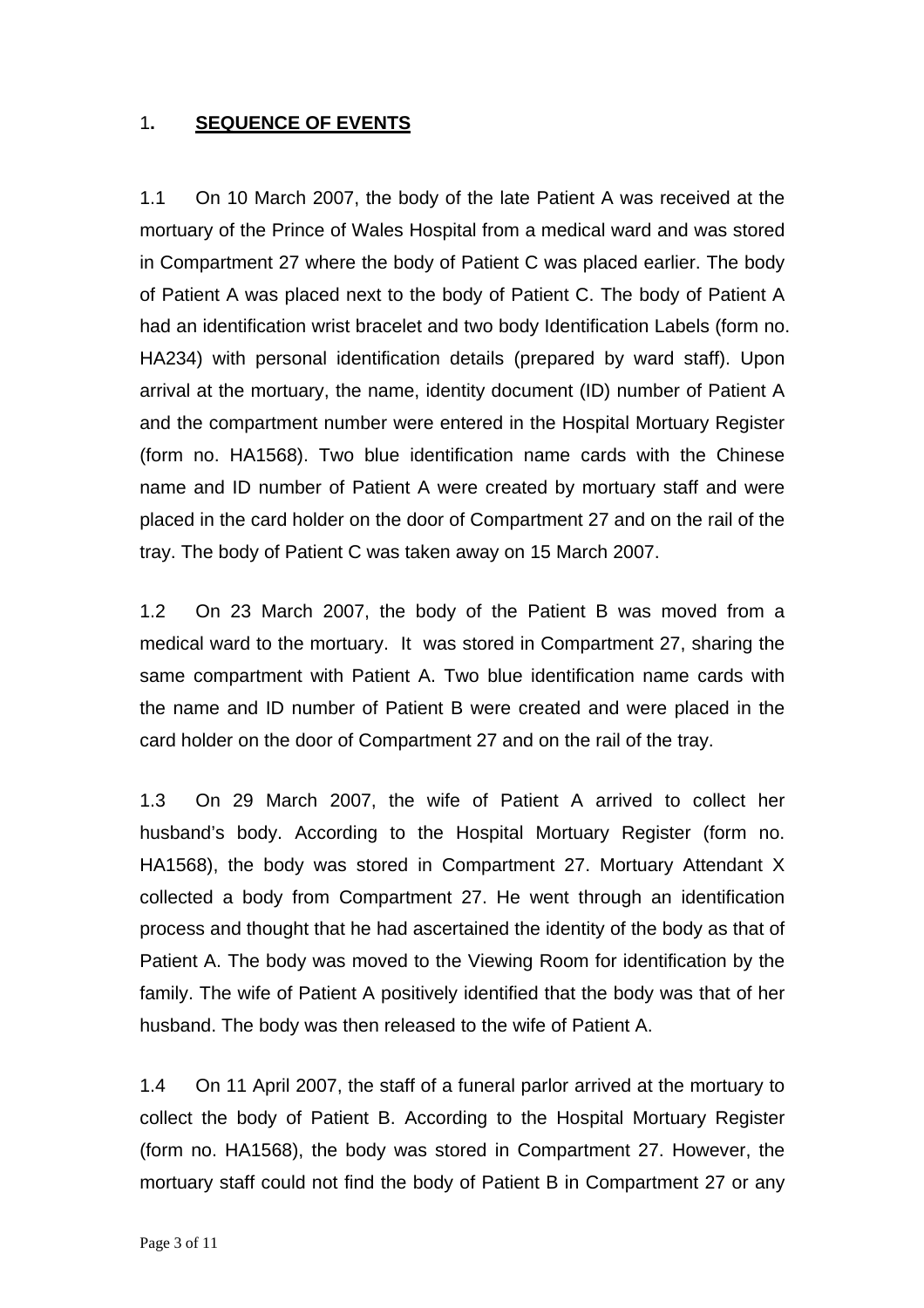## 1. SEQUENCE OF EVENTS

1.1 On 10 March 2007, the body of the late Patient A was received at the mortuary of the Prince of Wales Hospital from a medical ward and was stored in Compartment 27 where the body of Patient C was placed earlier. The body of Patient A was placed next to the body of Patient C. The body of Patient A had an identification wrist bracelet and two body Identification Labels (form no. HA234) with personal identification details (prepared by ward staff). Upon arrival at the mortuary, the name, identity document (ID) number of Patient A and the compartment number were entered in the Hospital Mortuary Register (form no. HA1568). Two blue identification name cards with the Chinese name and ID number of Patient A were created by mortuary staff and were placed in the card holder on the door of Compartment 27 and on the rail of the tray. The body of Patient C was taken away on 15 March 2007.

1.2 On 23 March 2007, the body of the Patient B was moved from a medical ward to the mortuary. It was stored in Compartment 27, sharing the same compartment with Patient A. Two blue identification name cards with the name and ID number of Patient B were created and were placed in the card holder on the door of Compartment 27 and on the rail of the tray.

1.3 On 29 March 2007, the wife of Patient A arrived to collect her husband's body. According to the Hospital Mortuary Register (form no. HA1568), the body was stored in Compartment 27. Mortuary Attendant X collected a body from Compartment 27. He went through an identification process and thought that he had ascertained the identity of the body as that of Patient A. The body was moved to the Viewing Room for identification by the family. The wife of Patient A positively identified that the body was that of her husband. The body was then released to the wife of Patient A.

1.4 On 11 April 2007, the staff of a funeral parlor arrived at the mortuary to collect the body of Patient B. According to the Hospital Mortuary Register (form no. HA1568), the body was stored in Compartment 27. However, the mortuary staff could not find the body of Patient B in Compartment 27 or any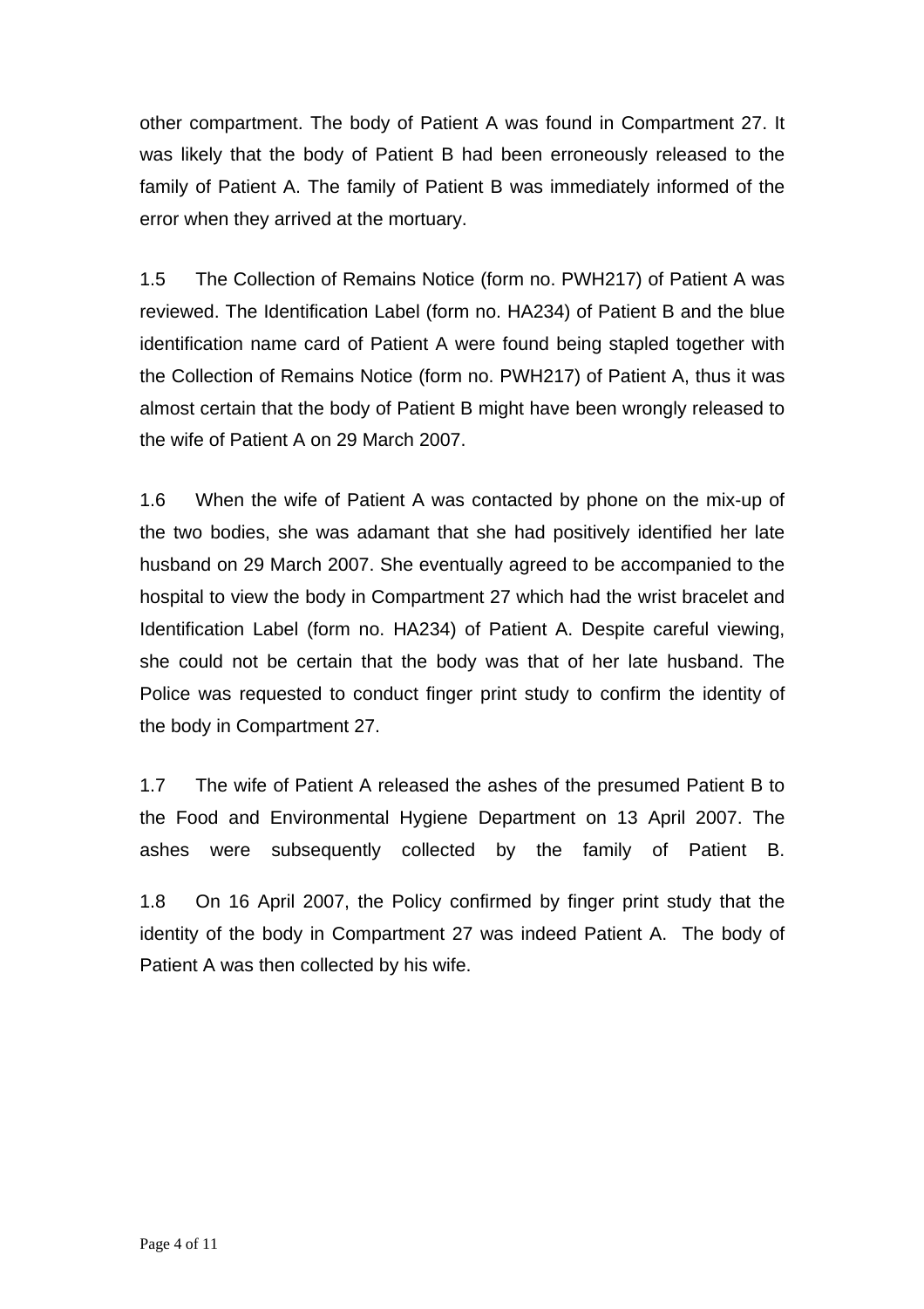other compartment. The body of Patient A was found in Compartment 27. It was likely that the body of Patient B had been erroneously released to the family of Patient A. The family of Patient B was immediately informed of the error when they arrived at the mortuary.

1.5 The Collection of Remains Notice (form no. PWH217) of Patient A was reviewed. The Identification Label (form no. HA234) of Patient B and the blue identification name card of Patient A were found being stapled together with the Collection of Remains Notice (form no. PWH217) of Patient A, thus it was almost certain that the body of Patient B might have been wrongly released to the wife of Patient A on 29 March 2007.

1.6 When the wife of Patient A was contacted by phone on the mix-up of the two bodies, she was adamant that she had positively identified her late husband on 29 March 2007. She eventually agreed to be accompanied to the hospital to view the body in Compartment 27 which had the wrist bracelet and Identification Label (form no. HA234) of Patient A. Despite careful viewing, she could not be certain that the body was that of her late husband. The Police was requested to conduct finger print study to confirm the identity of the body in Compartment 27.

1.7 The wife of Patient A released the ashes of the presumed Patient B to the Food and Environmental Hygiene Department on 13 April 2007. The ashes were subsequently collected by the family of Patient B.

1.8 On 16 April 2007, the Policy confirmed by finger print study that the identity of the body in Compartment 27 was indeed Patient A. The body of Patient A was then collected by his wife.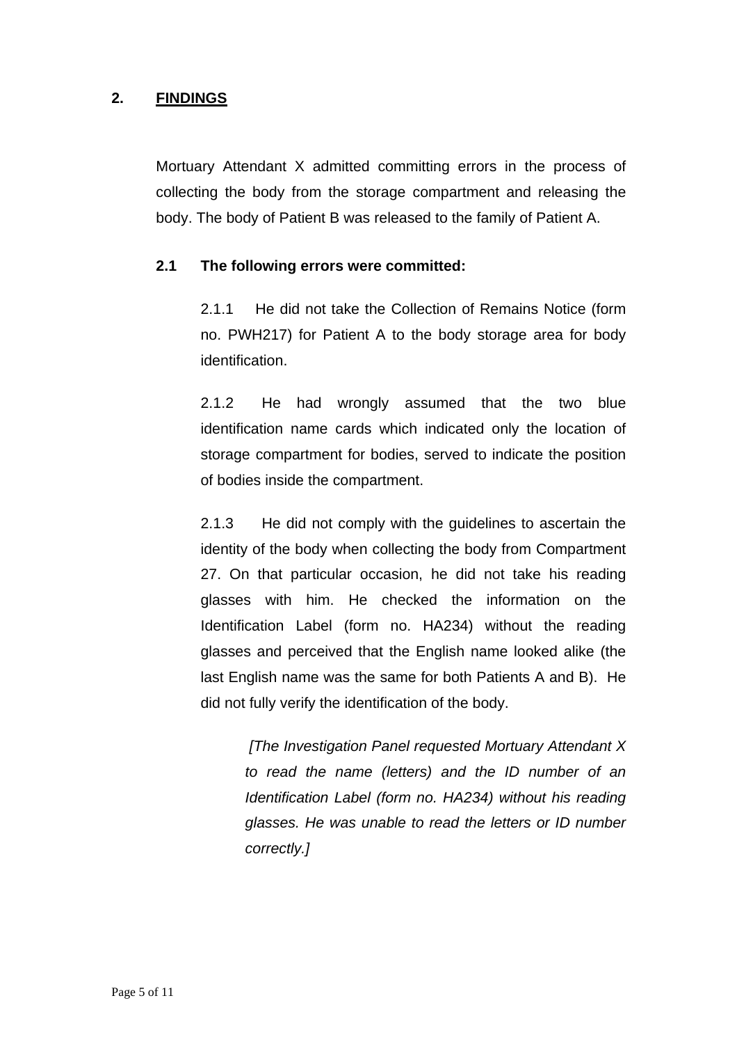## 2. FINDINGS

Mortuary Attendant X admitted committing errors in the process of collecting the body from the storage compartment and releasing the body. The body of Patient B was released to the family of Patient A.

### 2.1 The following errors were committed:

2.1.1 He did not take the Collection of Remains Notice (form no. PWH217) for Patient A to the body storage area for body identification.

2.1.2 He had wrongly assumed that the two blue identification name cards which indicated only the location of storage compartment for bodies, served to indicate the position of bodies inside the compartment.

2.1.3 He did not comply with the guidelines to ascertain the identity of the body when collecting the body from Compartment 27. On that particular occasion, he did not take his reading glasses with him. He checked the information on the Identification Label (form no. HA234) without the reading glasses and perceived that the English name looked alike (the last English name was the same for both Patients A and B). He did not fully verify the identification of the body.

*[The Investigation Panel requested Mortuary Attendant X to read the name (letters) and the ID number of an Identification Label (form no. HA234) without his reading glasses. He was unable to read the letters or ID number correctly.]*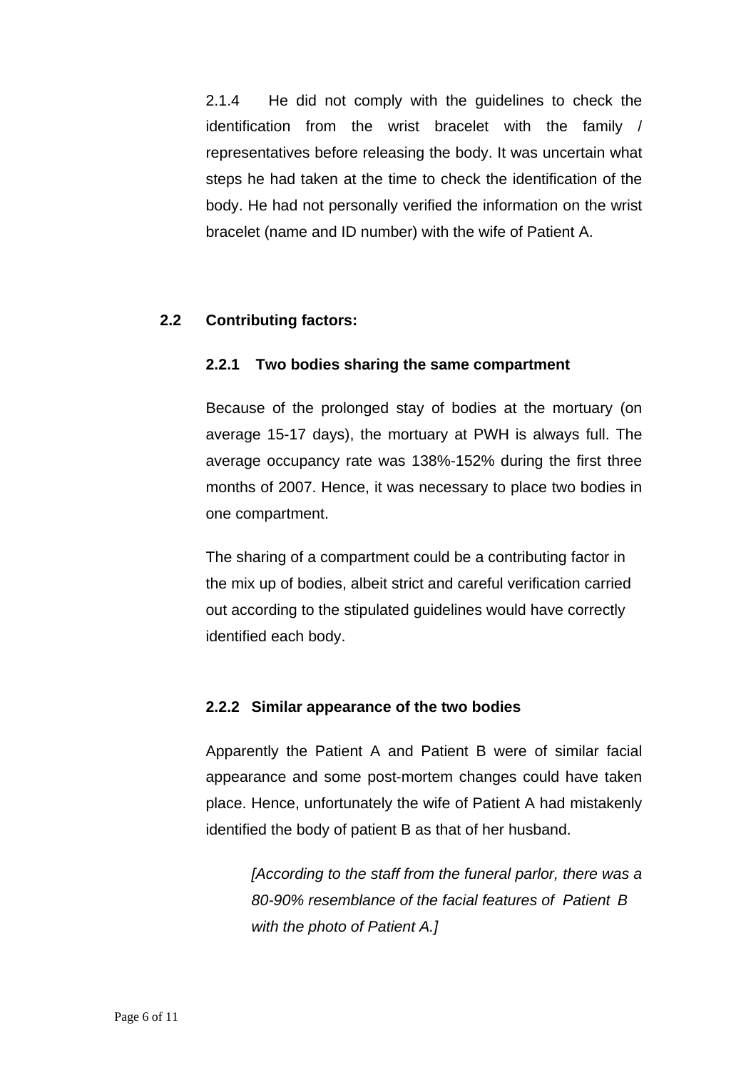2.1.4 He did not comply with the guidelines to check the identification from the wrist bracelet with the family / representatives before releasing the body. It was uncertain what steps he had taken at the time to check the identification of the body. He had not personally verified the information on the wrist bracelet (name and ID number) with the wife of Patient A.

## 2.2 Contributing factors:

### 2.2.1 Two bodies sharing the same compartment

Because of the prolonged stay of bodies at the mortuary (on average 15-17 days), the mortuary at PWH is always full. The average occupancy rate was 138%-152% during the first three months of 2007. Hence, it was necessary to place two bodies in one compartment.

The sharing of a compartment could be a contributing factor in the mix up of bodies, albeit strict and careful verification carried out according to the stipulated guidelines would have correctly identified each body.

### 2.2.2 Similar appearance of the two bodies

Apparently the Patient A and Patient B were of similar facial appearance and some post-mortem changes could have taken place. Hence, unfortunately the wife of Patient A had mistakenly identified the body of patient B as that of her husband.

> *[According to the staff from the funeral parlor, there was a 80-90% resemblance of the facial features of Patient B with the photo of Patient A.]*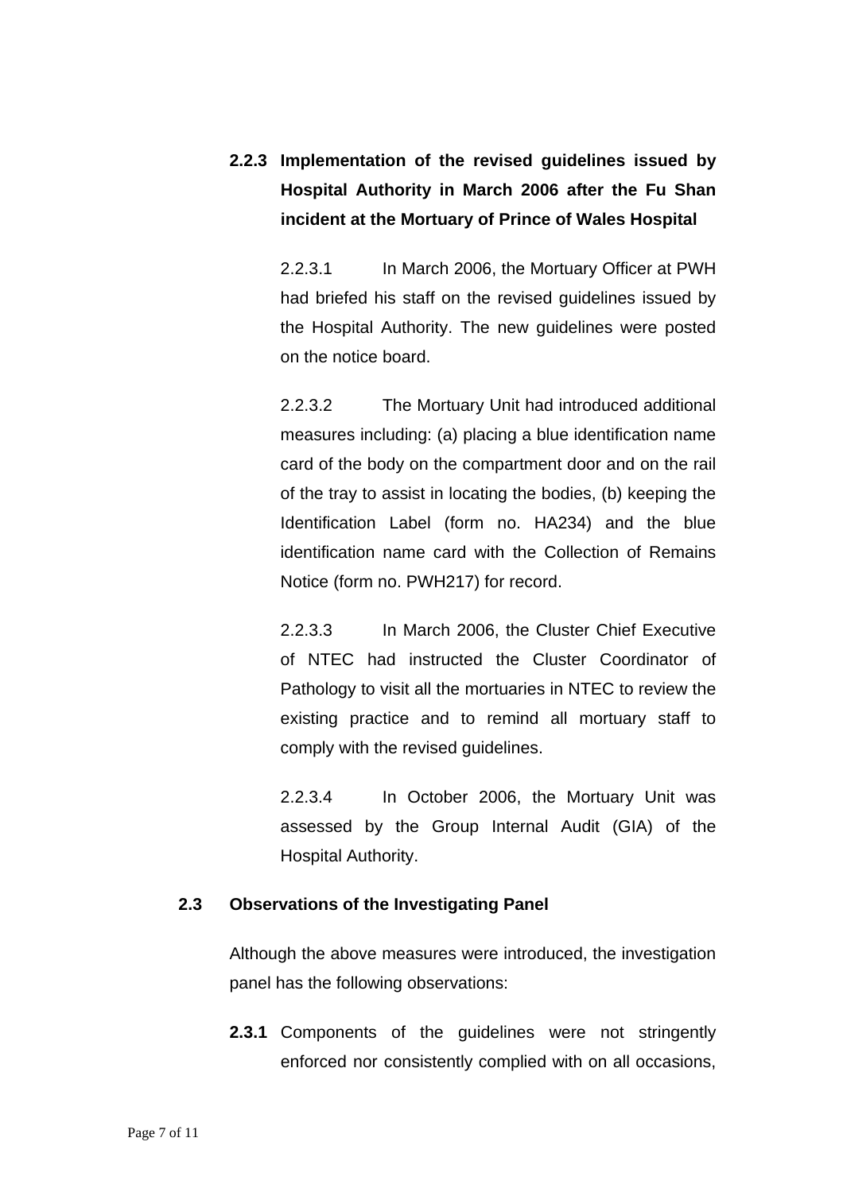### 2.2.3 Implementation of the revised guidelines issued by Hospital Authority in March 2006 after the Fu Shan incident at the Mortuary of Prince of Wales Hospital

2.2.3.1 In March 2006, the Mortuary Officer at PWH had briefed his staff on the revised guidelines issued by the Hospital Authority. The new guidelines were posted on the notice board.

2.2.3.2 The Mortuary Unit had introduced additional measures including: (a) placing a blue identification name card of the body on the compartment door and on the rail of the tray to assist in locating the bodies, (b) keeping the Identification Label (form no. HA234) and the blue identification name card with the Collection of Remains Notice (form no. PWH217) for record.

2.2.3.3 In March 2006, the Cluster Chief Executive of NTEC had instructed the Cluster Coordinator of Pathology to visit all the mortuaries in NTEC to review the existing practice and to remind all mortuary staff to comply with the revised guidelines.

2.2.3.4 In October 2006, the Mortuary Unit was assessed by the Group Internal Audit (GIA) of the Hospital Authority.

## 2.3 Observations of the Investigating Panel

Although the above measures were introduced, the investigation panel has the following observations:

**2.3.1** Components of the guidelines were not stringently enforced nor consistently complied with on all occasions,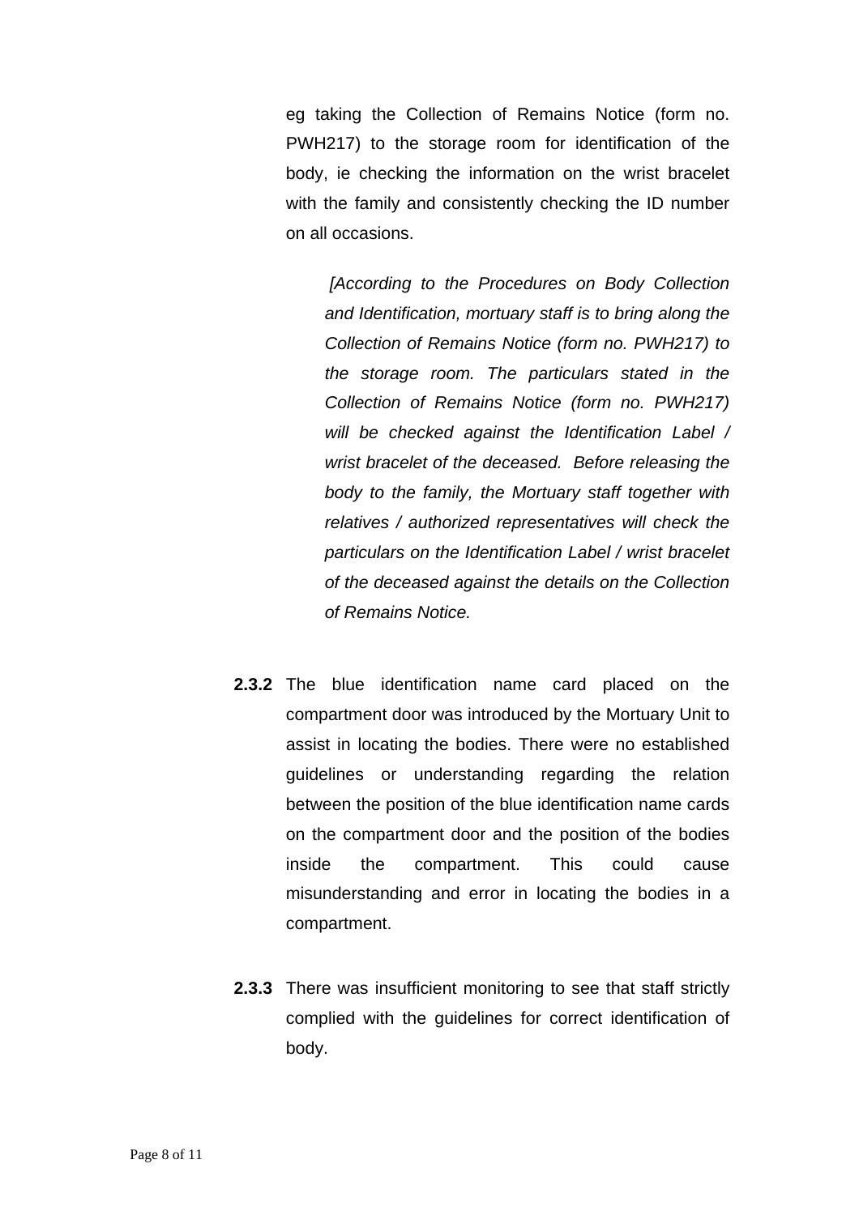eg taking the Collection of Remains Notice (form no. PWH217) to the storage room for identification of the body, ie checking the information on the wrist bracelet with the family and consistently checking the ID number on all occasions.

> *[According to the Procedures on Body Collection and Identification, mortuary staff is to bring along the Collection of Remains Notice (form no. PWH217) to the storage room. The particulars stated in the Collection of Remains Notice (form no. PWH217) will be checked against the Identification Label / wrist bracelet of the deceased. Before releasing the body to the family, the Mortuary staff together with relatives / authorized representatives will check the particulars on the Identification Label / wrist bracelet of the deceased against the details on the Collection of Remains Notice.*

**2.3.2** The blue identification name card placed on the compartment door was introduced by the Mortuary Unit to assist in locating the bodies. There were no established guidelines or understanding regarding the relation between the position of the blue identification name cards on the compartment door and the position of the bodies inside the compartment. This could cause misunderstanding and error in locating the bodies in a compartment.

**2.3.3** There was insufficient monitoring to see that staff strictly complied with the guidelines for correct identification of body.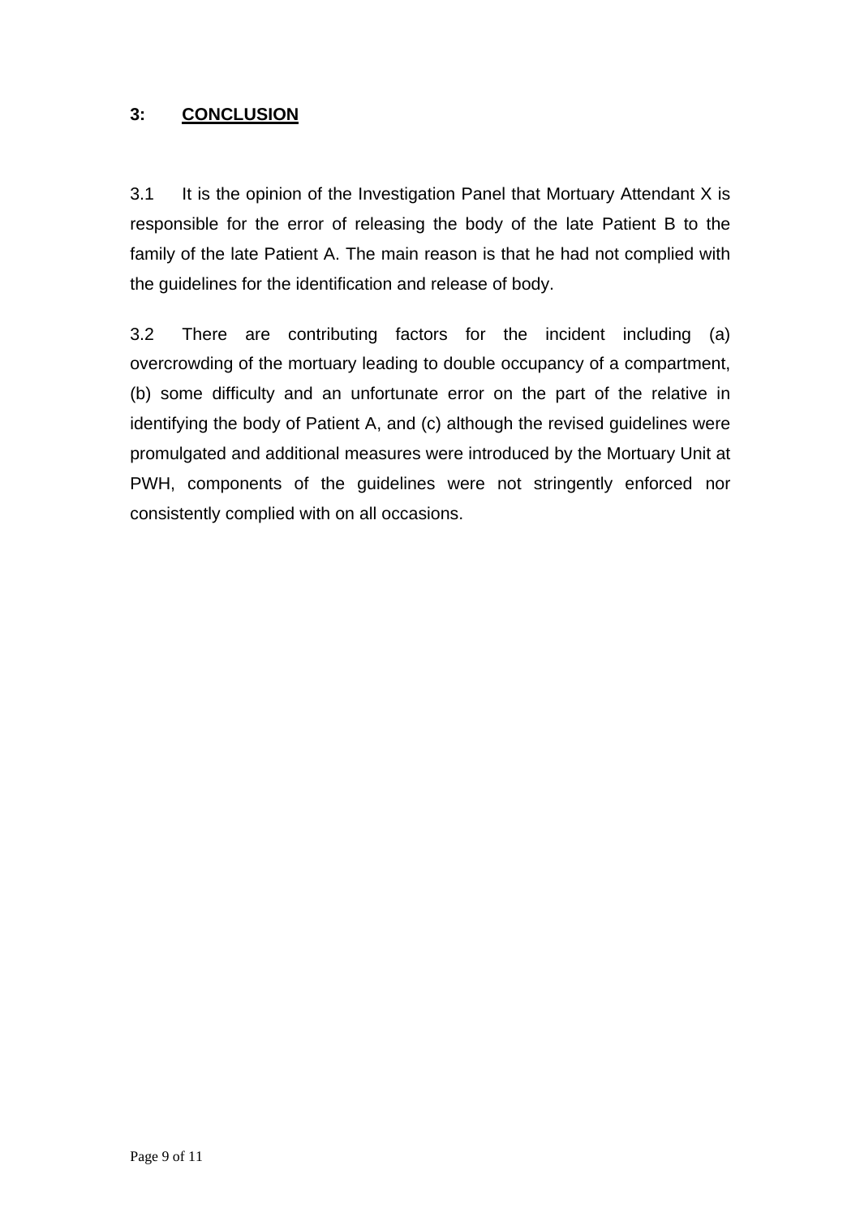## 3: CONCLUSION

3.1 It is the opinion of the Investigation Panel that Mortuary Attendant X is responsible for the error of releasing the body of the late Patient B to the family of the late Patient A. The main reason is that he had not complied with the guidelines for the identification and release of body.

3.2 There are contributing factors for the incident including (a) overcrowding of the mortuary leading to double occupancy of a compartment, (b) some difficulty and an unfortunate error on the part of the relative in identifying the body of Patient A, and (c) although the revised guidelines were promulgated and additional measures were introduced by the Mortuary Unit at PWH, components of the guidelines were not stringently enforced nor consistently complied with on all occasions.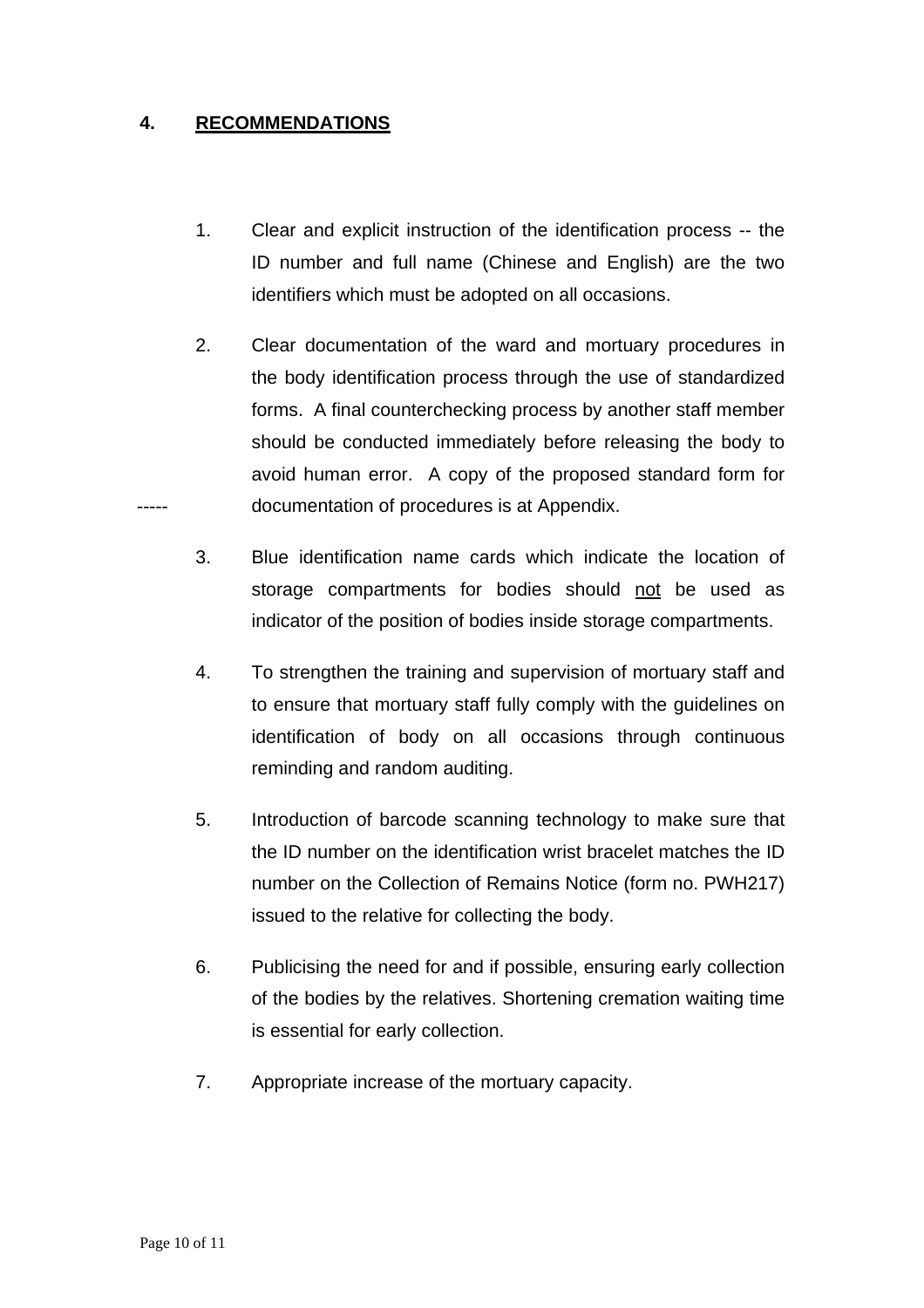## 4. RECOMMENDATIONS

1. Clear and explicit instruction of the identification process -- the ID number and full name (Chinese and English) are the two identifiers which must be adopted on all occasions.

2. Clear documentation of the ward and mortuary procedures in the body identification process through the use of standardized forms. A final counterchecking process by another staff member should be conducted immediately before releasing the body to avoid human error. A copy of the proposed standard form for documentation of procedures is at Appendix.

3. Blue identification name cards which indicate the location of storage compartments for bodies should <u>not</u> be used as indicator of the position of bodies inside storage compartments.

4. To strengthen the training and supervision of mortuary staff and to ensure that mortuary staff fully comply with the guidelines on identification of body on all occasions through continuous reminding and random auditing.

5. Introduction of barcode scanning technology to make sure that the ID number on the identification wrist bracelet matches the ID number on the Collection of Remains Notice (form no. PWH217) issued to the relative for collecting the body.

6. Publicising the need for and if possible, ensuring early collection of the bodies by the relatives. Shortening cremation waiting time is essential for early collection.

7. Appropriate increase of the mortuary capacity.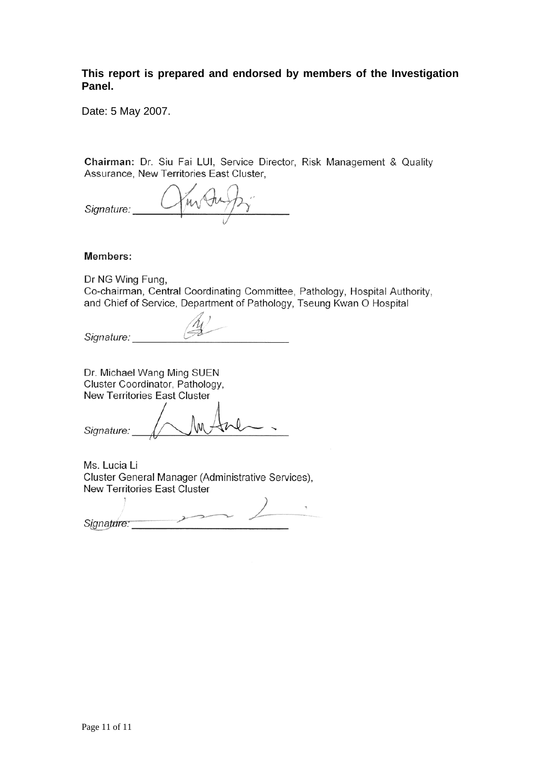**This report is prepared and endorsed by members of the Investigation Panel.**

Date: 5 May 2007.

**Chairman:** Dr. Siu Fai LUI, Service Director, Risk Management & Quality Assurance, New Territories East Cluster,

*Signature:* ______________________

**Members:**

Dr NG Wing Fung,
Co-chairman, Central Coordinating Committee, Pathology, Hospital Authority, and Chief of Service, Department of Pathology, Tseung Kwan O Hospital

*Signature:* ______________________

Dr. Michael Wang Ming SUEN
Cluster Coordinator, Pathology,
New Territories East Cluster

*Signature:* ______________________

Ms. Lucia Li
Cluster General Manager (Administrative Services),
New Territories East Cluster

*Signature:* ______________________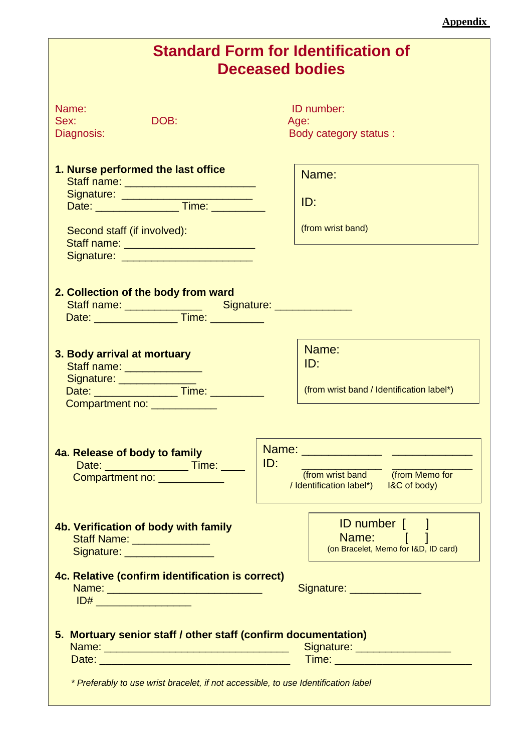**Appendix**

# Standard Form for Identification of Deceased bodies

Name: ID number:
Sex: DOB: Age:
Diagnosis: Body category status :

**1. Nurse performed the last office**

Staff name: ______________________
Signature: ______________________
Date: ______________ Time: _________

Second staff (if involved):
Staff name: ______________________
Signature: ______________________

> Name:
>
> ID:
>
> (from wrist band)

**2. Collection of the body from ward**

Staff name: _____________ Signature: _____________
Date: ______________ Time: _________

**3. Body arrival at mortuary**

Staff name: _____________
Signature: _____________
Date: ______________ Time: _________
Compartment no: ___________

> Name:
> ID:
>
> (from wrist band / Identification label*)

**4a. Release of body to family**

Date: ______________ Time: ____
Compartment no: ___________

> Name: _____________ _____________
> ID: _____________ _____________
> (from wrist band / Identification label*) (from Memo for I&C of body)

**4b. Verification of body with family**

Staff Name: _____________
Signature: _______________

> ID number [ ]
> Name: [ ]
> (on Bracelet, Memo for I&D, ID card)

**4c. Relative (confirm identification is correct)**

Name: __________________________ Signature: ____________
ID# ________________

**5. Mortuary senior staff / other staff (confirm documentation)**

Name: _______________________________ Signature: ________________
Date: ________________________________ Time: _______________________

*\* Preferably to use wrist bracelet, if not accessible, to use Identification label*